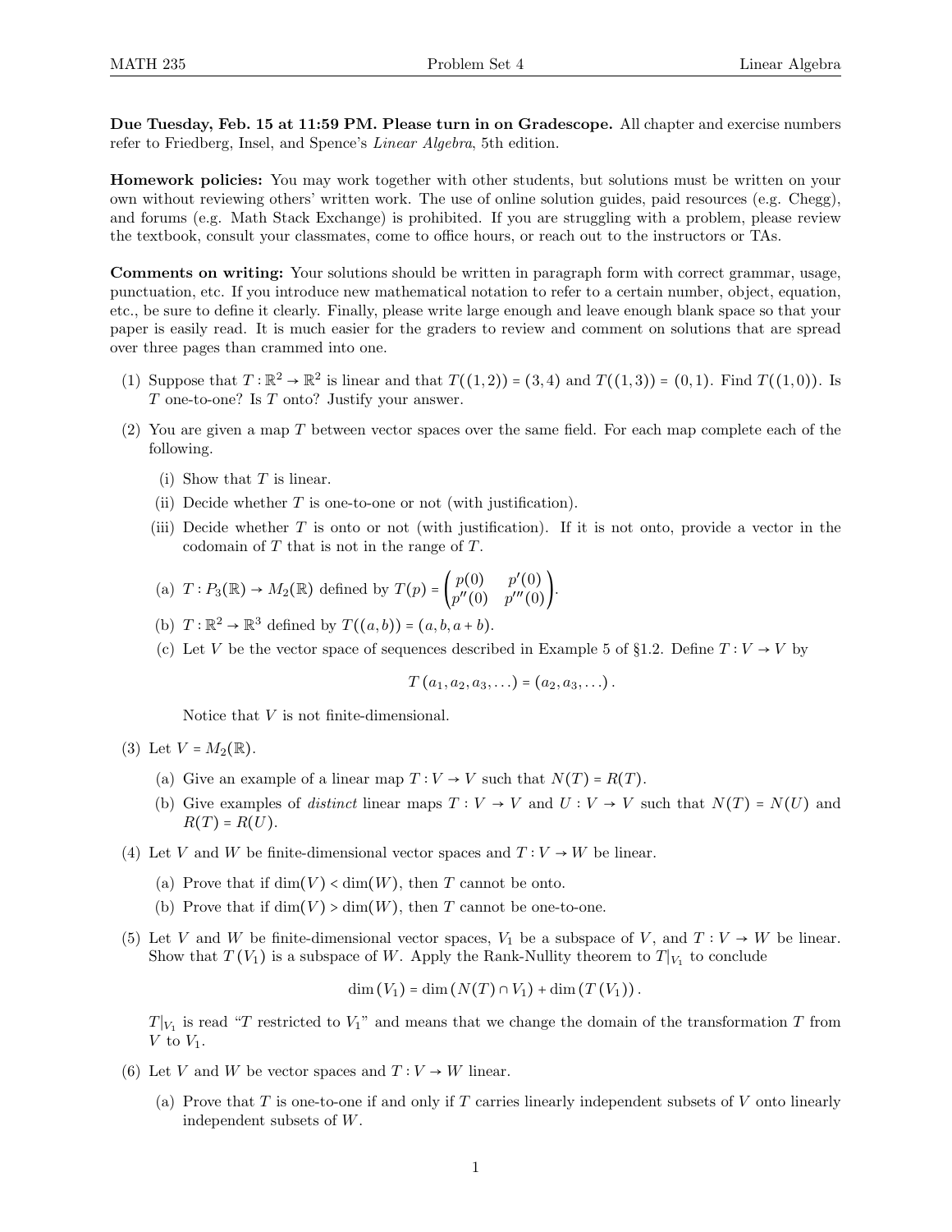**Due Tuesday, Feb. 15 at 11:59 PM. Please turn in on Gradescope.** All chapter and exercise numbers refer to Friedberg, Insel, and Spence's *Linear Algebra*, 5th edition.

**Homework policies:** You may work together with other students, but solutions must be written on your own without reviewing others' written work. The use of online solution guides, paid resources (e.g. Chegg), and forums (e.g. Math Stack Exchange) is prohibited. If you are struggling with a problem, please review the textbook, consult your classmates, come to office hours, or reach out to the instructors or TAs.

**Comments on writing:** Your solutions should be written in paragraph form with correct grammar, usage, punctuation, etc. If you introduce new mathematical notation to refer to a certain number, object, equation, etc., be sure to define it clearly. Finally, please write large enough and leave enough blank space so that your paper is easily read. It is much easier for the graders to review and comment on solutions that are spread over three pages than crammed into one.

(1) Suppose that $T : \mathbb{R}^2 \to \mathbb{R}^2$ is linear and that $T((1,2)) = (3,4)$ and $T((1,3)) = (0,1)$. Find $T((1,0))$. Is $T$ one-to-one? Is $T$ onto? Justify your answer.

(2) You are given a map $T$ between vector spaces over the same field. For each map complete each of the following.

   (i) Show that $T$ is linear.

   (ii) Decide whether $T$ is one-to-one or not (with justification).

   (iii) Decide whether $T$ is onto or not (with justification). If it is not onto, provide a vector in the codomain of $T$ that is not in the range of $T$.

   (a) $T : P_3(\mathbb{R}) \to M_2(\mathbb{R})$ defined by $T(p) = \begin{pmatrix} p(0) & p'(0) \\ p''(0) & p'''(0) \end{pmatrix}$.

   (b) $T : \mathbb{R}^2 \to \mathbb{R}^3$ defined by $T((a,b)) = (a, b, a+b)$.

   (c) Let $V$ be the vector space of sequences described in Example 5 of §1.2. Define $T : V \to V$ by

$$T(a_1, a_2, a_3, \dots) = (a_2, a_3, \dots).$$

   Notice that $V$ is not finite-dimensional.

(3) Let $V = M_2(\mathbb{R})$.

   (a) Give an example of a linear map $T : V \to V$ such that $N(T) = R(T)$.

   (b) Give examples of *distinct* linear maps $T : V \to V$ and $U : V \to V$ such that $N(T) = N(U)$ and $R(T) = R(U)$.

(4) Let $V$ and $W$ be finite-dimensional vector spaces and $T : V \to W$ be linear.

   (a) Prove that if $\dim(V) < \dim(W)$, then $T$ cannot be onto.

   (b) Prove that if $\dim(V) > \dim(W)$, then $T$ cannot be one-to-one.

(5) Let $V$ and $W$ be finite-dimensional vector spaces, $V_1$ be a subspace of $V$, and $T : V \to W$ be linear. Show that $T(V_1)$ is a subspace of $W$. Apply the Rank-Nullity theorem to $T|_{V_1}$ to conclude

$$\dim(V_1) = \dim(N(T) \cap V_1) + \dim(T(V_1)).$$

$T|_{V_1}$ is read "$T$ restricted to $V_1$" and means that we change the domain of the transformation $T$ from $V$ to $V_1$.

(6) Let $V$ and $W$ be vector spaces and $T : V \to W$ linear.

   (a) Prove that $T$ is one-to-one if and only if $T$ carries linearly independent subsets of $V$ onto linearly independent subsets of $W$.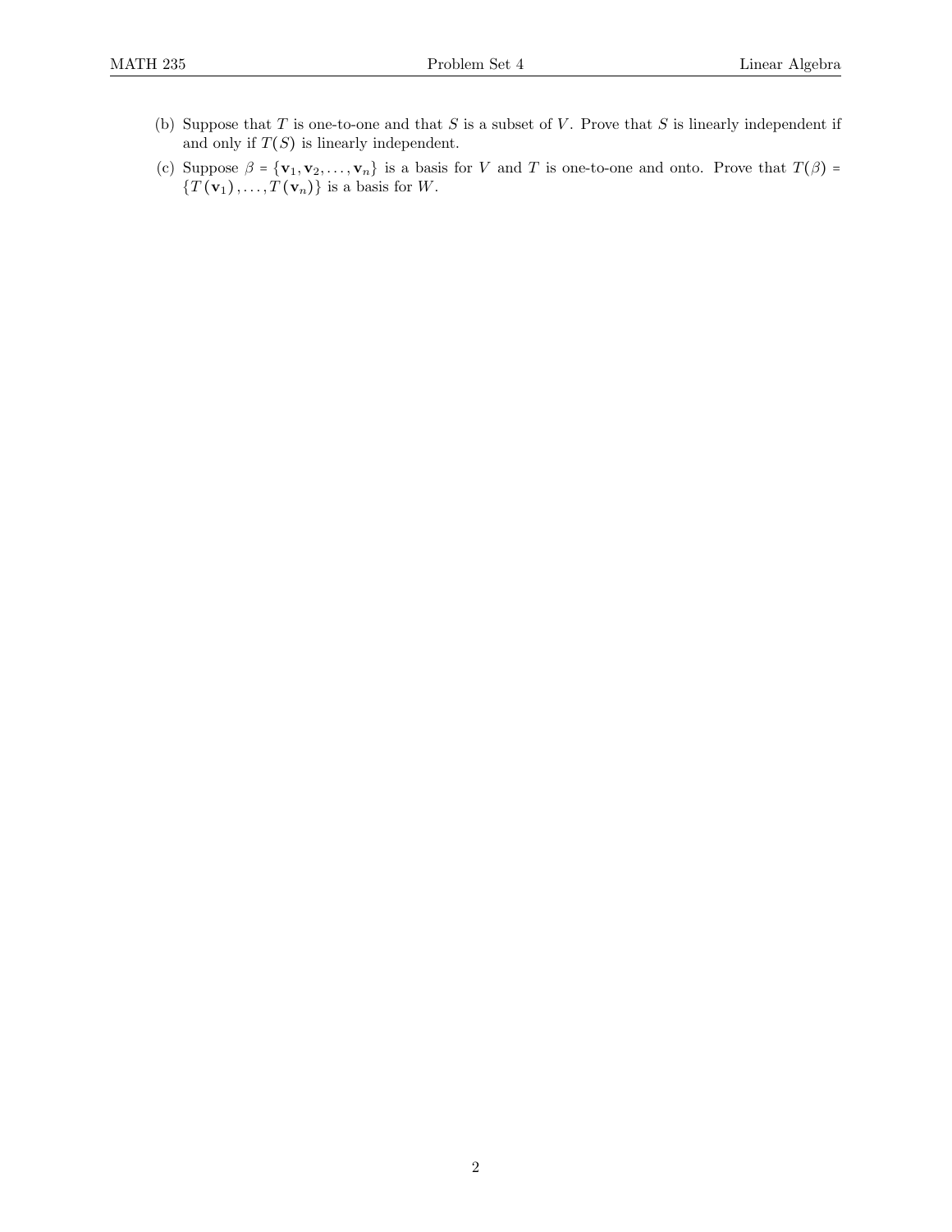(b) Suppose that $T$ is one-to-one and that $S$ is a subset of $V$. Prove that $S$ is linearly independent if and only if $T(S)$ is linearly independent.

(c) Suppose $\beta = \{\mathbf{v}_1, \mathbf{v}_2, \ldots, \mathbf{v}_n\}$ is a basis for $V$ and $T$ is one-to-one and onto. Prove that $T(\beta) = \{T(\mathbf{v}_1), \ldots, T(\mathbf{v}_n)\}$ is a basis for $W$.